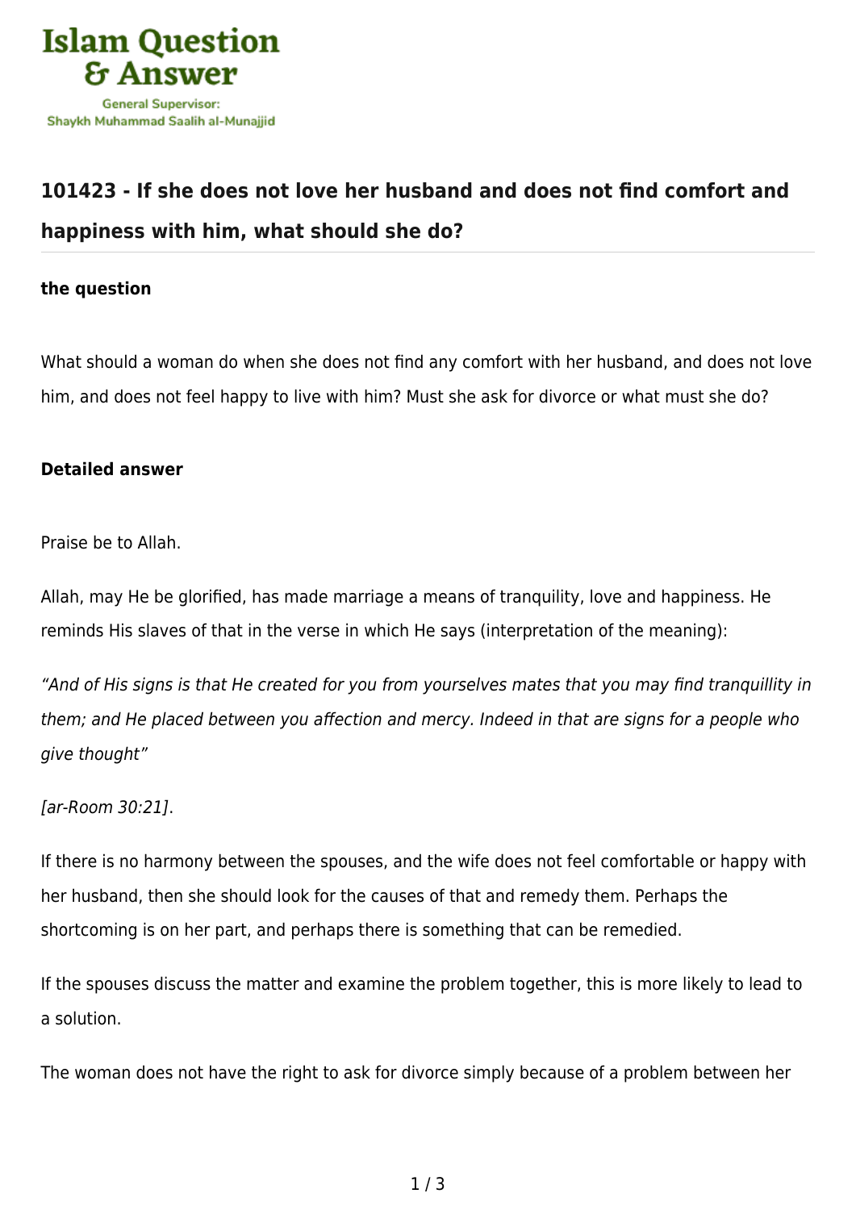# 101423 - If she does not love her husband and does not find comfort and happiness with him, what should she do?

**the question**

What should a woman do when she does not find any comfort with her husband, and does not love him, and does not feel happy to live with him? Must she ask for divorce or what must she do?

**Detailed answer**

Praise be to Allah.

Allah, may He be glorified, has made marriage a means of tranquility, love and happiness. He reminds His slaves of that in the verse in which He says (interpretation of the meaning):

*"And of His signs is that He created for you from yourselves mates that you may find tranquillity in them; and He placed between you affection and mercy. Indeed in that are signs for a people who give thought"*

*[ar-Room 30:21]*.

If there is no harmony between the spouses, and the wife does not feel comfortable or happy with her husband, then she should look for the causes of that and remedy them. Perhaps the shortcoming is on her part, and perhaps there is something that can be remedied.

If the spouses discuss the matter and examine the problem together, this is more likely to lead to a solution.

The woman does not have the right to ask for divorce simply because of a problem between her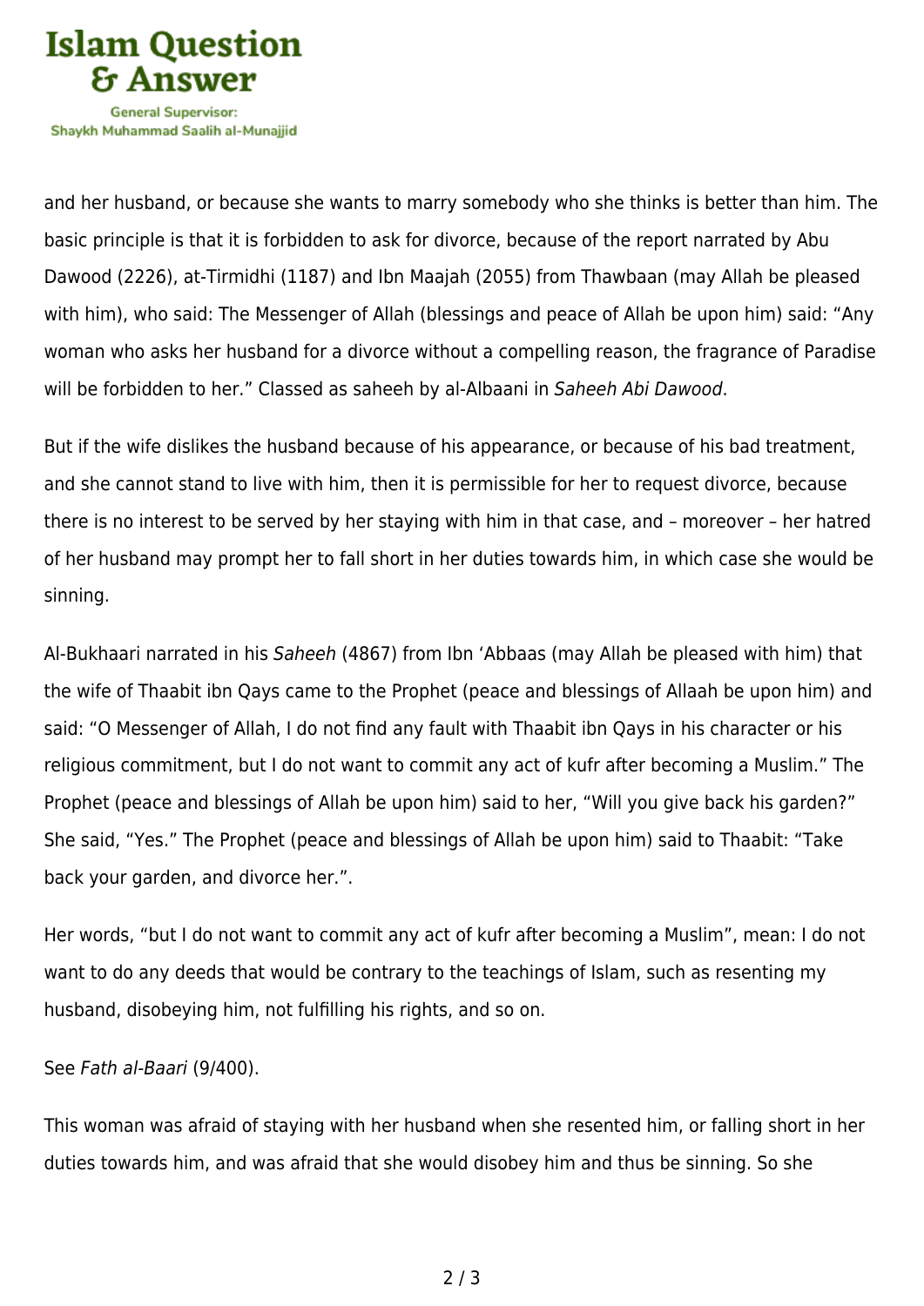and her husband, or because she wants to marry somebody who she thinks is better than him. The basic principle is that it is forbidden to ask for divorce, because of the report narrated by Abu Dawood (2226), at-Tirmidhi (1187) and Ibn Maajah (2055) from Thawbaan (may Allah be pleased with him), who said: The Messenger of Allah (blessings and peace of Allah be upon him) said: "Any woman who asks her husband for a divorce without a compelling reason, the fragrance of Paradise will be forbidden to her." Classed as saheeh by al-Albaani in *Saheeh Abi Dawood*.

But if the wife dislikes the husband because of his appearance, or because of his bad treatment, and she cannot stand to live with him, then it is permissible for her to request divorce, because there is no interest to be served by her staying with him in that case, and – moreover – her hatred of her husband may prompt her to fall short in her duties towards him, in which case she would be sinning.

Al-Bukhaari narrated in his *Saheeh* (4867) from Ibn 'Abbaas (may Allah be pleased with him) that the wife of Thaabit ibn Qays came to the Prophet (peace and blessings of Allaah be upon him) and said: "O Messenger of Allah, I do not find any fault with Thaabit ibn Qays in his character or his religious commitment, but I do not want to commit any act of kufr after becoming a Muslim." The Prophet (peace and blessings of Allah be upon him) said to her, "Will you give back his garden?" She said, "Yes." The Prophet (peace and blessings of Allah be upon him) said to Thaabit: "Take back your garden, and divorce her.".

Her words, "but I do not want to commit any act of kufr after becoming a Muslim", mean: I do not want to do any deeds that would be contrary to the teachings of Islam, such as resenting my husband, disobeying him, not fulfilling his rights, and so on.

See *Fath al-Baari* (9/400).

This woman was afraid of staying with her husband when she resented him, or falling short in her duties towards him, and was afraid that she would disobey him and thus be sinning. So she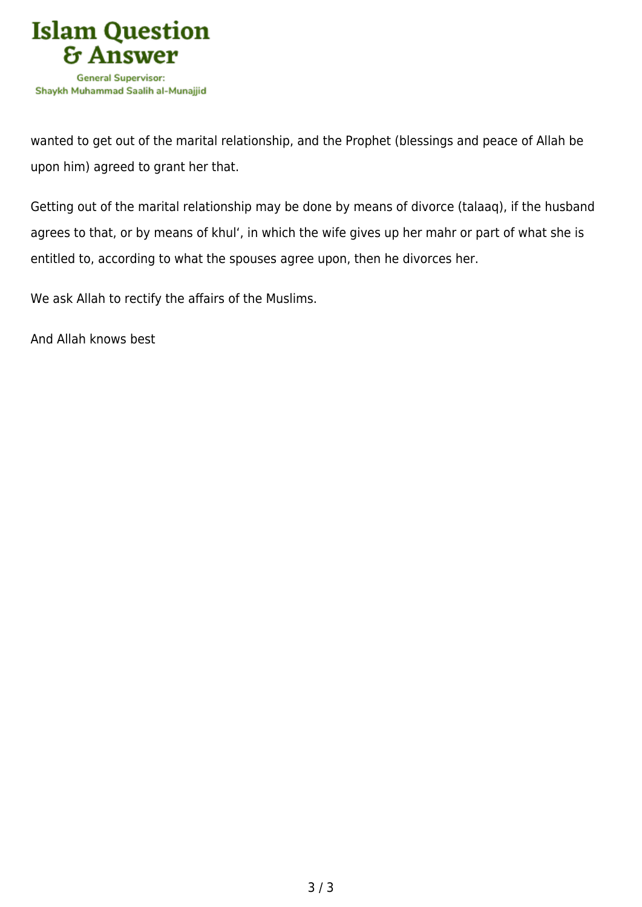wanted to get out of the marital relationship, and the Prophet (blessings and peace of Allah be upon him) agreed to grant her that.

Getting out of the marital relationship may be done by means of divorce (talaaq), if the husband agrees to that, or by means of khul‘, in which the wife gives up her mahr or part of what she is entitled to, according to what the spouses agree upon, then he divorces her.

We ask Allah to rectify the affairs of the Muslims.

And Allah knows best